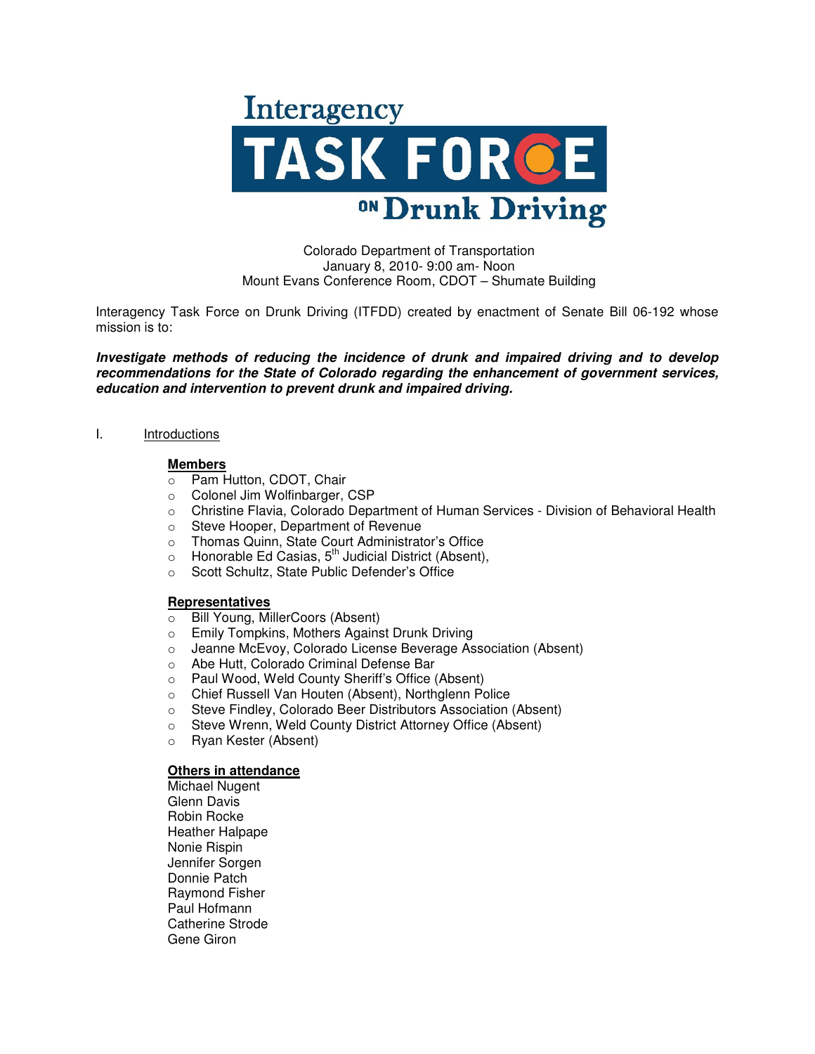# Interagency TASK FORCE ON Drunk Driving

Colorado Department of Transportation
January 8, 2010- 9:00 am- Noon
Mount Evans Conference Room, CDOT – Shumate Building

Interagency Task Force on Drunk Driving (ITFDD) created by enactment of Senate Bill 06-192 whose mission is to:

***Investigate methods of reducing the incidence of drunk and impaired driving and to develop recommendations for the State of Colorado regarding the enhancement of government services, education and intervention to prevent drunk and impaired driving.***

I. Introductions

**Members**

- Pam Hutton, CDOT, Chair
- Colonel Jim Wolfinbarger, CSP
- Christine Flavia, Colorado Department of Human Services - Division of Behavioral Health
- Steve Hooper, Department of Revenue
- Thomas Quinn, State Court Administrator's Office
- Honorable Ed Casias, 5th Judicial District (Absent),
- Scott Schultz, State Public Defender's Office

**Representatives**

- Bill Young, MillerCoors (Absent)
- Emily Tompkins, Mothers Against Drunk Driving
- Jeanne McEvoy, Colorado License Beverage Association (Absent)
- Abe Hutt, Colorado Criminal Defense Bar
- Paul Wood, Weld County Sheriff's Office (Absent)
- Chief Russell Van Houten (Absent), Northglenn Police
- Steve Findley, Colorado Beer Distributors Association (Absent)
- Steve Wrenn, Weld County District Attorney Office (Absent)
- Ryan Kester (Absent)

**Others in attendance**

Michael Nugent
Glenn Davis
Robin Rocke
Heather Halpape
Nonie Rispin
Jennifer Sorgen
Donnie Patch
Raymond Fisher
Paul Hofmann
Catherine Strode
Gene Giron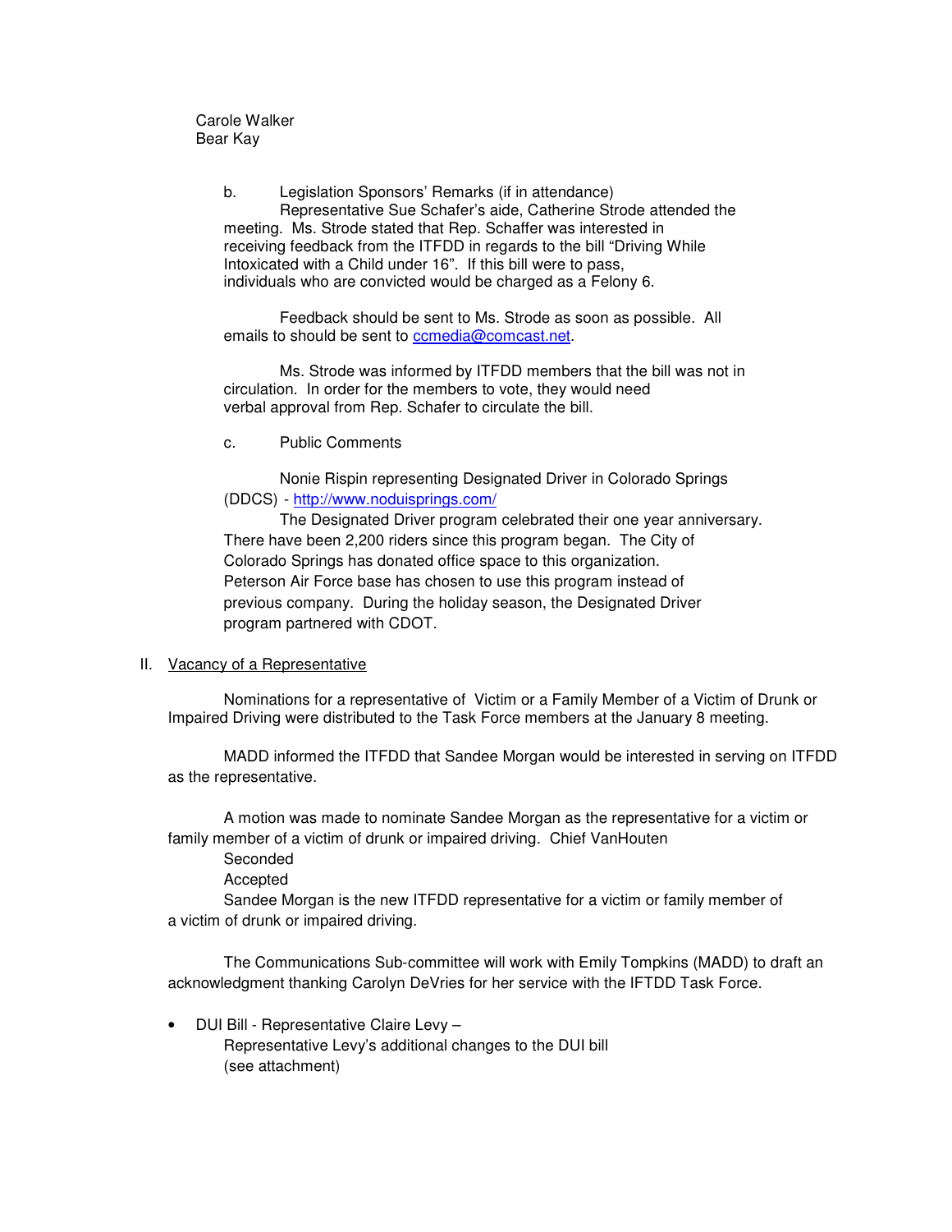Carole Walker
Bear Kay

b. Legislation Sponsors' Remarks (if in attendance)

Representative Sue Schafer's aide, Catherine Strode attended the meeting. Ms. Strode stated that Rep. Schaffer was interested in receiving feedback from the ITFDD in regards to the bill "Driving While Intoxicated with a Child under 16". If this bill were to pass, individuals who are convicted would be charged as a Felony 6.

Feedback should be sent to Ms. Strode as soon as possible. All emails to should be sent to [ccmedia@comcast.net](mailto:ccmedia@comcast.net).

Ms. Strode was informed by ITFDD members that the bill was not in circulation. In order for the members to vote, they would need verbal approval from Rep. Schafer to circulate the bill.

c. Public Comments

Nonie Rispin representing Designated Driver in Colorado Springs (DDCS) - [http://www.noduisprings.com/](http://www.noduisprings.com/)

The Designated Driver program celebrated their one year anniversary. There have been 2,200 riders since this program began. The City of Colorado Springs has donated office space to this organization. Peterson Air Force base has chosen to use this program instead of previous company. During the holiday season, the Designated Driver program partnered with CDOT.

II. <u>Vacancy of a Representative</u>

Nominations for a representative of Victim or a Family Member of a Victim of Drunk or Impaired Driving were distributed to the Task Force members at the January 8 meeting.

MADD informed the ITFDD that Sandee Morgan would be interested in serving on ITFDD as the representative.

A motion was made to nominate Sandee Morgan as the representative for a victim or family member of a victim of drunk or impaired driving. Chief VanHouten

Seconded

Accepted

Sandee Morgan is the new ITFDD representative for a victim or family member of a victim of drunk or impaired driving.

The Communications Sub-committee will work with Emily Tompkins (MADD) to draft an acknowledgment thanking Carolyn DeVries for her service with the IFTDD Task Force.

- DUI Bill - Representative Claire Levy –

  Representative Levy's additional changes to the DUI bill
  (see attachment)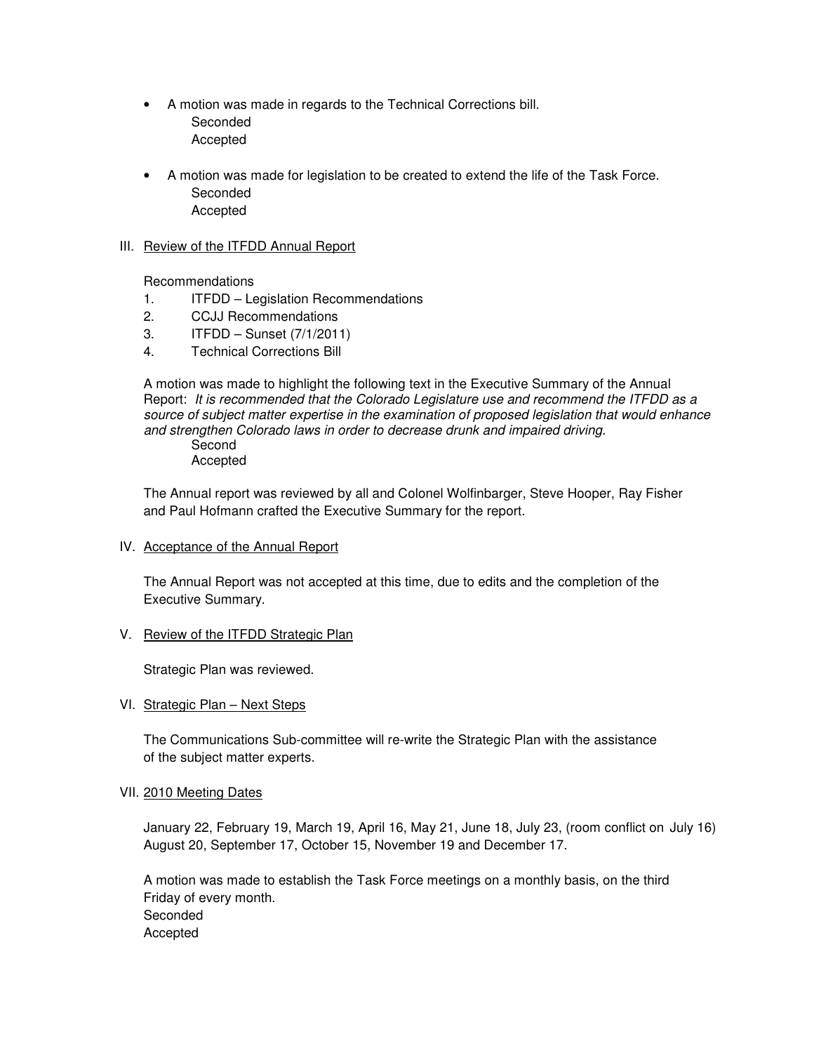- A motion was made in regards to the Technical Corrections bill.
  Seconded
  Accepted

- A motion was made for legislation to be created to extend the life of the Task Force.
  Seconded
  Accepted

III. Review of the ITFDD Annual Report

Recommendations

1. ITFDD – Legislation Recommendations
2. CCJJ Recommendations
3. ITFDD – Sunset (7/1/2011)
4. Technical Corrections Bill

A motion was made to highlight the following text in the Executive Summary of the Annual Report: *It is recommended that the Colorado Legislature use and recommend the ITFDD as a source of subject matter expertise in the examination of proposed legislation that would enhance and strengthen Colorado laws in order to decrease drunk and impaired driving.*
Second
Accepted

The Annual report was reviewed by all and Colonel Wolfinbarger, Steve Hooper, Ray Fisher and Paul Hofmann crafted the Executive Summary for the report.

IV. Acceptance of the Annual Report

The Annual Report was not accepted at this time, due to edits and the completion of the Executive Summary.

V. Review of the ITFDD Strategic Plan

Strategic Plan was reviewed.

VI. Strategic Plan – Next Steps

The Communications Sub-committee will re-write the Strategic Plan with the assistance of the subject matter experts.

VII. 2010 Meeting Dates

January 22, February 19, March 19, April 16, May 21, June 18, July 23, (room conflict on July 16) August 20, September 17, October 15, November 19 and December 17.

A motion was made to establish the Task Force meetings on a monthly basis, on the third Friday of every month.
Seconded
Accepted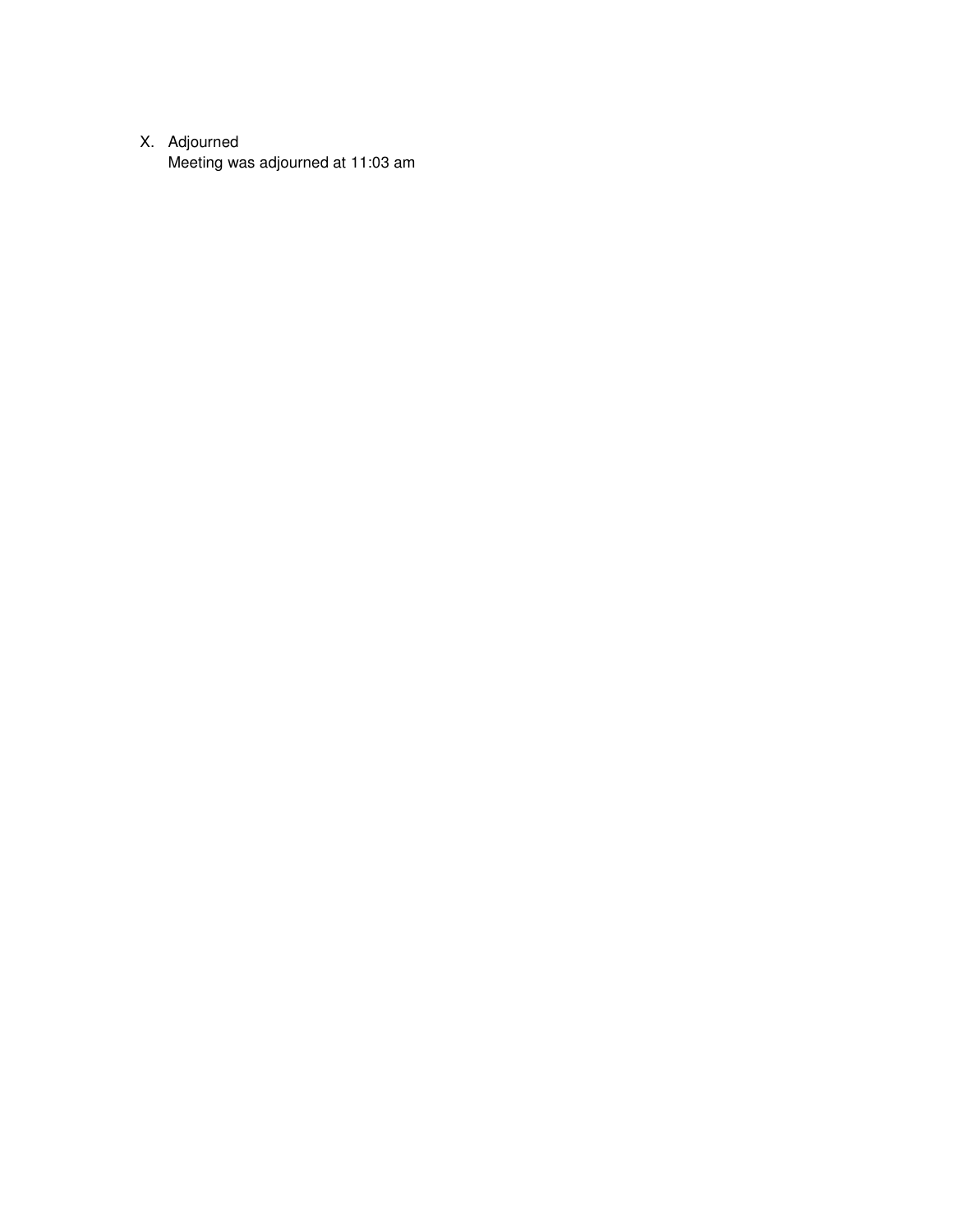X. Adjourned
   Meeting was adjourned at 11:03 am